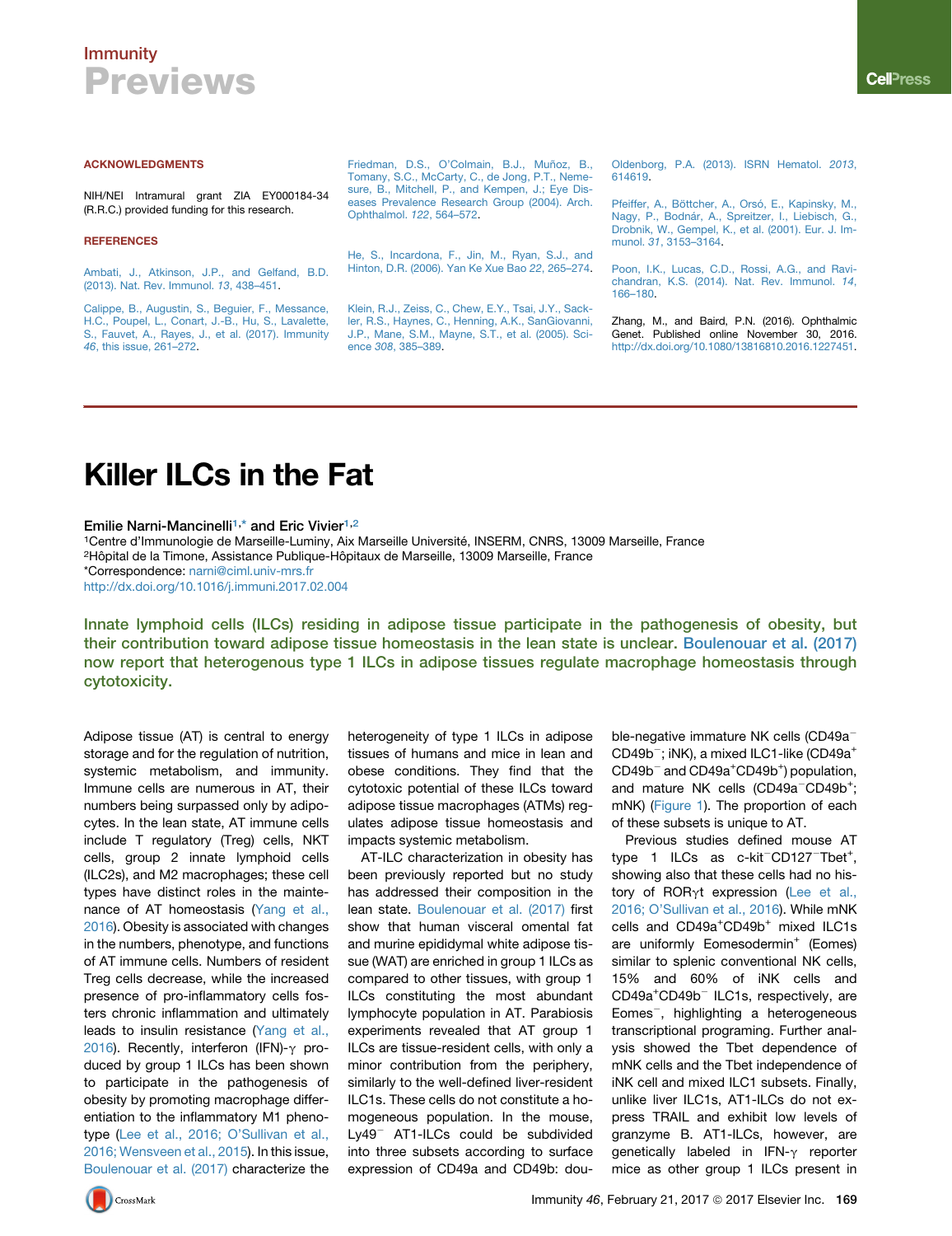## ACKNOWLEDGMENTS

NIH/NEI Intramural grant ZIA EY000184-34 (R.R.C.) provided funding for this research.

## REFERENCES

Ambati, J., Atkinson, J.P., and Gelfand, B.D. (2013). Nat. Rev. Immunol. *13*, 438–451.

Calippe, B., Augustin, S., Beguier, F., Messance, H.C., Poupel, L., Conart, J.-B., Hu, S., Lavalette, S., Fauvet, A., Rayes, J., et al. (2017). Immunity *46*, this issue, 261–272.

Friedman, D.S., O'Colmain, B.J., Muñoz, B., Tomany, S.C., McCarty, C., de Jong, P.T., Nemesure, B., Mitchell, P., and Kempen, J.; Eye Diseases Prevalence Research Group (2004). Arch. Ophthalmol. *122*, 564–572.

He, S., Incardona, F., Jin, M., Ryan, S.J., and Hinton, D.R. (2006). Yan Ke Xue Bao *22*, 265–274.

Klein, R.J., Zeiss, C., Chew, E.Y., Tsai, J.Y., Sackler, R.S., Haynes, C., Henning, A.K., SanGiovanni, J.P., Mane, S.M., Mayne, S.T., et al. (2005). Science *308*, 385–389.

Oldenborg, P.A. (2013). ISRN Hematol. *2013*, 614619.

Pfeiffer, A., Böttcher, A., Orsó, E., Kapinsky, M., Nagy, P., Bodnár, A., Spreitzer, I., Liebisch, G., Drobnik, W., Gempel, K., et al. (2001). Eur. J. Immunol. *31*, 3153–3164.

Poon, I.K., Lucas, C.D., Rossi, A.G., and Ravichandran, K.S. (2014). Nat. Rev. Immunol. *14*, 166–180.

Zhang, M., and Baird, P.N. (2016). Ophthalmic Genet. Published online November 30, 2016. http://dx.doi.org/10.1080/13816810.2016.1227451.

# Killer ILCs in the Fat

**Emilie Narni-Mancinelli[1,*] and Eric Vivier[1,2]**

[1]Centre d'Immunologie de Marseille-Luminy, Aix Marseille Université, INSERM, CNRS, 13009 Marseille, France
[2]Hôpital de la Timone, Assistance Publique-Hôpitaux de Marseille, 13009 Marseille, France
*Correspondence: narni@ciml.univ-mrs.fr
http://dx.doi.org/10.1016/j.immuni.2017.02.004

**Innate lymphoid cells (ILCs) residing in adipose tissue participate in the pathogenesis of obesity, but their contribution toward adipose tissue homeostasis in the lean state is unclear. Boulenouar et al. (2017) now report that heterogenous type 1 ILCs in adipose tissues regulate macrophage homeostasis through cytotoxicity.**

Adipose tissue (AT) is central to energy storage and for the regulation of nutrition, systemic metabolism, and immunity. Immune cells are numerous in AT, their numbers being surpassed only by adipocytes. In the lean state, AT immune cells include T regulatory (Treg) cells, NKT cells, group 2 innate lymphoid cells (ILC2s), and M2 macrophages; these cell types have distinct roles in the maintenance of AT homeostasis (Yang et al., 2016). Obesity is associated with changes in the numbers, phenotype, and functions of AT immune cells. Numbers of resident Treg cells decrease, while the increased presence of pro-inflammatory cells fosters chronic inflammation and ultimately leads to insulin resistance (Yang et al., 2016). Recently, interferon (IFN)-γ produced by group 1 ILCs has been shown to participate in the pathogenesis of obesity by promoting macrophage differentiation to the inflammatory M1 phenotype (Lee et al., 2016; O'Sullivan et al., 2016; Wensveen et al., 2015). In this issue, Boulenouar et al. (2017) characterize the heterogeneity of type 1 ILCs in adipose tissues of humans and mice in lean and obese conditions. They find that the cytotoxic potential of these ILCs toward adipose tissue macrophages (ATMs) regulates adipose tissue homeostasis and impacts systemic metabolism.

AT-ILC characterization in obesity has been previously reported but no study has addressed their composition in the lean state. Boulenouar et al. (2017) first show that human visceral omental fat and murine epididymal white adipose tissue (WAT) are enriched in group 1 ILCs as compared to other tissues, with group 1 ILCs constituting the most abundant lymphocyte population in AT. Parabiosis experiments revealed that AT group 1 ILCs are tissue-resident cells, with only a minor contribution from the periphery, similarly to the well-defined liver-resident ILC1s. These cells do not constitute a homogeneous population. In the mouse, Ly49[−] AT1-ILCs could be subdivided into three subsets according to surface expression of CD49a and CD49b: double-negative immature NK cells (CD49a[−]CD49b[−]; iNK), a mixed ILC1-like (CD49a[+]CD49b[−] and CD49a[+]CD49b[+]) population, and mature NK cells (CD49a[−]CD49b[+]; mNK) (Figure 1). The proportion of each of these subsets is unique to AT.

Previous studies defined mouse AT type 1 ILCs as c-kit[−]CD127[−]Tbet[+], showing also that these cells had no history of RORγt expression (Lee et al., 2016; O'Sullivan et al., 2016). While mNK cells and CD49a[+]CD49b[+] mixed ILC1s are uniformly Eomesodermin[+] (Eomes) similar to splenic conventional NK cells, 15% and 60% of iNK cells and CD49a[+]CD49b[−] ILC1s, respectively, are Eomes[−], highlighting a heterogeneous transcriptional programing. Further analysis showed the Tbet dependence of mNK cells and the Tbet independence of iNK cell and mixed ILC1 subsets. Finally, unlike liver ILC1s, AT1-ILCs do not express TRAIL and exhibit low levels of granzyme B. AT1-ILCs, however, are genetically labeled in IFN-γ reporter mice as other group 1 ILCs present in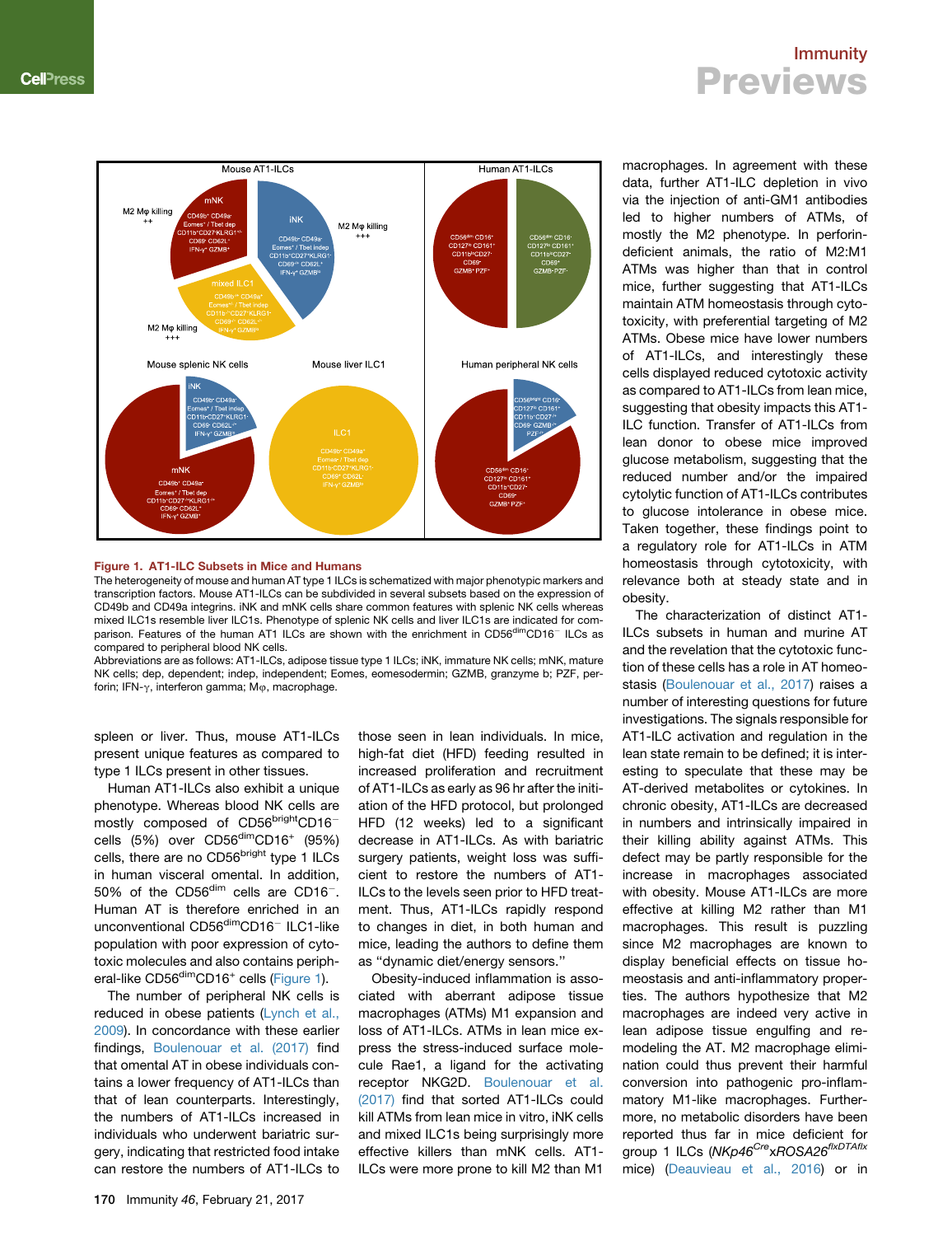Mouse AT1-ILCs

M2 Mφ killing
++

mNK
CD49b⁺ CD49a⁻
Eomes⁺ / Tbet dep
CD11b⁺CD27⁺KLRG1⁺/⁻
CD69⁻ CD62L⁺
IFN-γ⁺ GZMB⁺

iNK
CD49b⁺ CD49a⁻
Eomes⁺ / Tbet indep
CD11b⁻CD27⁺KLRG1⁻
CD69⁺/⁻ CD62L⁺
IFN-γ⁺ GZMB^hi

M2 Mφ killing
+++

mixed ILC1
CD49b^lo/⁻ CD49a⁺
Eomes^hi / Tbet indep
CD11b^lo CD27⁺KLRG1⁻
CD69^hi CD62L⁻
IFN-γ⁺ GZMB^hi

M2 Mφ killing
+++

Human AT1-ILCs

CD56^dim CD16⁺
CD127^lo CD161⁺
CD11b^hi CD27⁻
CD69⁻
GZMB⁺ PZF⁺

CD56^dim CD16⁻
CD127^lo CD161⁺
CD11b^lo CD27⁻
CD69⁺
GZMB⁻ PZF⁻

Mouse splenic NK cells

iNK
CD49b⁺ CD49a⁻
Eomes⁺ / Tbet indep
CD11b⁻CD27⁺KLRG1⁻
CD69⁻ CD62L⁺
IFN-γ⁺ GZMB^lo

mNK
CD49b⁺ CD49a⁻
Eomes⁺ / Tbet dep
CD11b⁺CD27⁺/⁻KLRG1⁺/⁻
CD69⁻ CD62L⁺
IFN-γ⁺ GZMB⁺

Mouse liver ILC1

ILC1
CD49b⁻ CD49a⁺
Eomes⁻ / Tbet dep
CD11b⁻CD27⁺KLRG1⁻
CD69⁺ CD62L⁻
IFN-γ⁺ GZMB^lo

Human peripheral NK cells

CD56^bright CD16⁻
CD127^lo CD161⁺
CD11b⁻CD27⁺/⁻
CD69⁻ GZMB⁺/⁻
PZF⁺/⁻

CD56^dim CD16⁺
CD127^lo CD161⁺
CD11b⁺CD27⁻
CD69⁻
GZMB⁺ PZF⁺

**Figure 1. AT1-ILC Subsets in Mice and Humans**

The heterogeneity of mouse and human AT type 1 ILCs is schematized with major phenotypic markers and transcription factors. Mouse AT1-ILCs can be subdivided in several subsets based on the expression of CD49b and CD49a integrins. iNK and mNK cells share common features with splenic NK cells whereas mixed ILC1s resemble liver ILC1s. Phenotype of splenic NK cells and liver ILC1s are indicated for comparison. Features of the human AT1 ILCs are shown with the enrichment in CD56^dimCD16⁻ ILCs as compared to peripheral blood NK cells.

Abbreviations are as follows: AT1-ILCs, adipose tissue type 1 ILCs; iNK, immature NK cells; mNK, mature NK cells; dep, dependent; indep, independent; Eomes, eomesodermin; GZMB, granzyme b; PZF, perforin; IFN-γ, interferon gamma; Mφ, macrophage.

spleen or liver. Thus, mouse AT1-ILCs present unique features as compared to type 1 ILCs present in other tissues.

Human AT1-ILCs also exhibit a unique phenotype. Whereas blood NK cells are mostly composed of CD56^brightCD16⁻ cells (5%) over CD56^dimCD16⁺ (95%) cells, there are no CD56^bright type 1 ILCs in human visceral omental. In addition, 50% of the CD56^dim cells are CD16⁻. Human AT is therefore enriched in an unconventional CD56^dimCD16⁻ ILC1-like population with poor expression of cytotoxic molecules and also contains peripheral-like CD56^dimCD16⁺ cells (Figure 1).

The number of peripheral NK cells is reduced in obese patients (Lynch et al., 2009). In concordance with these earlier findings, Boulenouar et al. (2017) find that omental AT in obese individuals contains a lower frequency of AT1-ILCs than that of lean counterparts. Interestingly, the numbers of AT1-ILCs increased in individuals who underwent bariatric surgery, indicating that restricted food intake can restore the numbers of AT1-ILCs to those seen in lean individuals. In mice, high-fat diet (HFD) feeding resulted in increased proliferation and recruitment of AT1-ILCs as early as 96 hr after the initiation of the HFD protocol, but prolonged HFD (12 weeks) led to a significant decrease in AT1-ILCs. As with bariatric surgery patients, weight loss was sufficient to restore the numbers of AT1-ILCs to the levels seen prior to HFD treatment. Thus, AT1-ILCs rapidly respond to changes in diet, in both human and mice, leading the authors to define them as "dynamic diet/energy sensors."

Obesity-induced inflammation is associated with aberrant adipose tissue macrophages (ATMs) M1 expansion and loss of AT1-ILCs. ATMs in lean mice express the stress-induced surface molecule Rae1, a ligand for the activating receptor NKG2D. Boulenouar et al. (2017) find that sorted AT1-ILCs could kill ATMs from lean mice in vitro, iNK cells and mixed ILC1s being surprisingly more effective killers than mNK cells. AT1-ILCs were more prone to kill M2 than M1 macrophages. In agreement with these data, further AT1-ILC depletion in vivo via the injection of anti-GM1 antibodies led to higher numbers of ATMs, of mostly the M2 phenotype. In perforin-deficient animals, the ratio of M2:M1 ATMs was higher than that in control mice, further suggesting that AT1-ILCs maintain ATM homeostasis through cytotoxicity, with preferential targeting of M2 ATMs. Obese mice have lower numbers of AT1-ILCs, and interestingly these cells displayed reduced cytotoxic activity as compared to AT1-ILCs from lean mice, suggesting that obesity impacts this AT1-ILC function. Transfer of AT1-ILCs from lean donor to obese mice improved glucose metabolism, suggesting that the reduced number and/or the impaired cytolytic function of AT1-ILCs contributes to glucose intolerance in obese mice. Taken together, these findings point to a regulatory role for AT1-ILCs in ATM homeostasis through cytotoxicity, with relevance both at steady state and in obesity.

The characterization of distinct AT1-ILCs subsets in human and murine AT and the revelation that the cytotoxic function of these cells has a role in AT homeostasis (Boulenouar et al., 2017) raises a number of interesting questions for future investigations. The signals responsible for AT1-ILC activation and regulation in the lean state remain to be defined; it is interesting to speculate that these may be AT-derived metabolites or cytokines. In chronic obesity, AT1-ILCs are decreased in numbers and intrinsically impaired in their killing ability against ATMs. This defect may be partly responsible for the increase in macrophages associated with obesity. Mouse AT1-ILCs are more effective at killing M2 rather than M1 macrophages. This result is puzzling since M2 macrophages are known to display beneficial effects on tissue homeostasis and anti-inflammatory properties. The authors hypothesize that M2 macrophages are indeed very active in lean adipose tissue engulfing and remodeling the AT. M2 macrophage elimination could thus prevent their harmful conversion into pathogenic pro-inflammatory M1-like macrophages. Furthermore, no metabolic disorders have been reported thus far in mice deficient for group 1 ILCs (*NKp46^CrexROSA26^flxDTAflx* mice) (Deauvieau et al., 2016) or in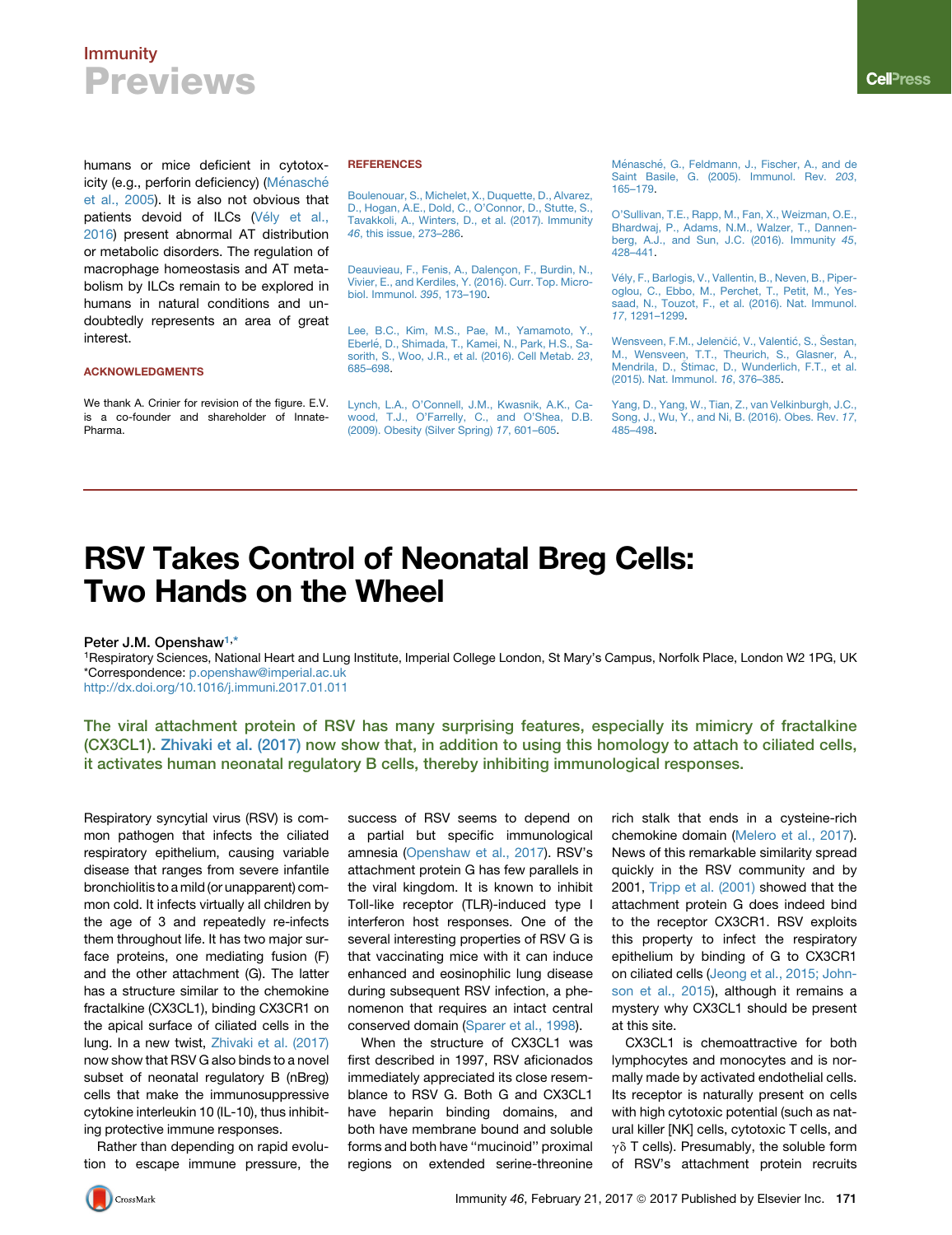humans or mice deficient in cytotoxicity (e.g., perforin deficiency) (Ménasché et al., 2005). It is also not obvious that patients devoid of ILCs (Vély et al., 2016) present abnormal AT distribution or metabolic disorders. The regulation of macrophage homeostasis and AT metabolism by ILCs remain to be explored in humans in natural conditions and undoubtedly represents an area of great interest.

## ACKNOWLEDGMENTS

We thank A. Crinier for revision of the figure. E.V. is a co-founder and shareholder of Innate-Pharma.

## REFERENCES

Boulenouar, S., Michelet, X., Duquette, D., Alvarez, D., Hogan, A.E., Dold, C., O'Connor, D., Stutte, S., Tavakkoli, A., Winters, D., et al. (2017). Immunity *46*, this issue, 273–286.

Deauvieau, F., Fenis, A., Dalençon, F., Burdin, N., Vivier, E., and Kerdiles, Y. (2016). Curr. Top. Microbiol. Immunol. *395*, 173–190.

Lee, B.C., Kim, M.S., Pae, M., Yamamoto, Y., Eberlé, D., Shimada, T., Kamei, N., Park, H.S., Sasorith, S., Woo, J.R., et al. (2016). Cell Metab. *23*, 685–698.

Lynch, L.A., O'Connell, J.M., Kwasnik, A.K., Cawood, T.J., O'Farrelly, C., and O'Shea, D.B. (2009). Obesity (Silver Spring) *17*, 601–605.

Ménasché, G., Feldmann, J., Fischer, A., and de Saint Basile, G. (2005). Immunol. Rev. *203*, 165–179.

O'Sullivan, T.E., Rapp, M., Fan, X., Weizman, O.E., Bhardwaj, P., Adams, N.M., Walzer, T., Dannenberg, A.J., and Sun, J.C. (2016). Immunity *45*, 428–441.

Vély, F., Barlogis, V., Vallentin, B., Neven, B., Piperoglou, C., Ebbo, M., Perchet, T., Petit, M., Yessaad, N., Touzot, F., et al. (2016). Nat. Immunol. *17*, 1291–1299.

Wensveen, F.M., Jelenčić, V., Valentić, S., Šestan, M., Wensveen, T.T., Theurich, S., Glasner, A., Mendrila, D., Štimac, D., Wunderlich, F.T., et al. (2015). Nat. Immunol. *16*, 376–385.

Yang, D., Yang, W., Tian, Z., van Velkinburgh, J.C., Song, J., Wu, Y., and Ni, B. (2016). Obes. Rev. *17*, 485–498.

# RSV Takes Control of Neonatal Breg Cells: Two Hands on the Wheel

**Peter J.M. Openshaw**[1,*]

[1]Respiratory Sciences, National Heart and Lung Institute, Imperial College London, St Mary's Campus, Norfolk Place, London W2 1PG, UK
*Correspondence: p.openshaw@imperial.ac.uk
http://dx.doi.org/10.1016/j.immuni.2017.01.011

**The viral attachment protein of RSV has many surprising features, especially its mimicry of fractalkine (CX3CL1). Zhivaki et al. (2017) now show that, in addition to using this homology to attach to ciliated cells, it activates human neonatal regulatory B cells, thereby inhibiting immunological responses.**

Respiratory syncytial virus (RSV) is common pathogen that infects the ciliated respiratory epithelium, causing variable disease that ranges from severe infantile bronchiolitis to a mild (or unapparent) common cold. It infects virtually all children by the age of 3 and repeatedly re-infects them throughout life. It has two major surface proteins, one mediating fusion (F) and the other attachment (G). The latter has a structure similar to the chemokine fractalkine (CX3CL1), binding CX3CR1 on the apical surface of ciliated cells in the lung. In a new twist, Zhivaki et al. (2017) now show that RSV G also binds to a novel subset of neonatal regulatory B (nBreg) cells that make the immunosuppressive cytokine interleukin 10 (IL-10), thus inhibiting protective immune responses.

Rather than depending on rapid evolution to escape immune pressure, the success of RSV seems to depend on a partial but specific immunological amnesia (Openshaw et al., 2017). RSV's attachment protein G has few parallels in the viral kingdom. It is known to inhibit Toll-like receptor (TLR)-induced type I interferon host responses. One of the several interesting properties of RSV G is that vaccinating mice with it can induce enhanced and eosinophilic lung disease during subsequent RSV infection, a phenomenon that requires an intact central conserved domain (Sparer et al., 1998).

When the structure of CX3CL1 was first described in 1997, RSV aficionados immediately appreciated its close resemblance to RSV G. Both G and CX3CL1 have heparin binding domains, and both have membrane bound and soluble forms and both have "mucinoid" proximal regions on extended serine-threonine rich stalk that ends in a cysteine-rich chemokine domain (Melero et al., 2017). News of this remarkable similarity spread quickly in the RSV community and by 2001, Tripp et al. (2001) showed that the attachment protein G does indeed bind to the receptor CX3CR1. RSV exploits this property to infect the respiratory epithelium by binding of G to CX3CR1 on ciliated cells (Jeong et al., 2015; Johnson et al., 2015), although it remains a mystery why CX3CL1 should be present at this site.

CX3CL1 is chemoattractive for both lymphocytes and monocytes and is normally made by activated endothelial cells. Its receptor is naturally present on cells with high cytotoxic potential (such as natural killer [NK] cells, cytotoxic T cells, and $\gamma\delta$ T cells). Presumably, the soluble form of RSV's attachment protein recruits